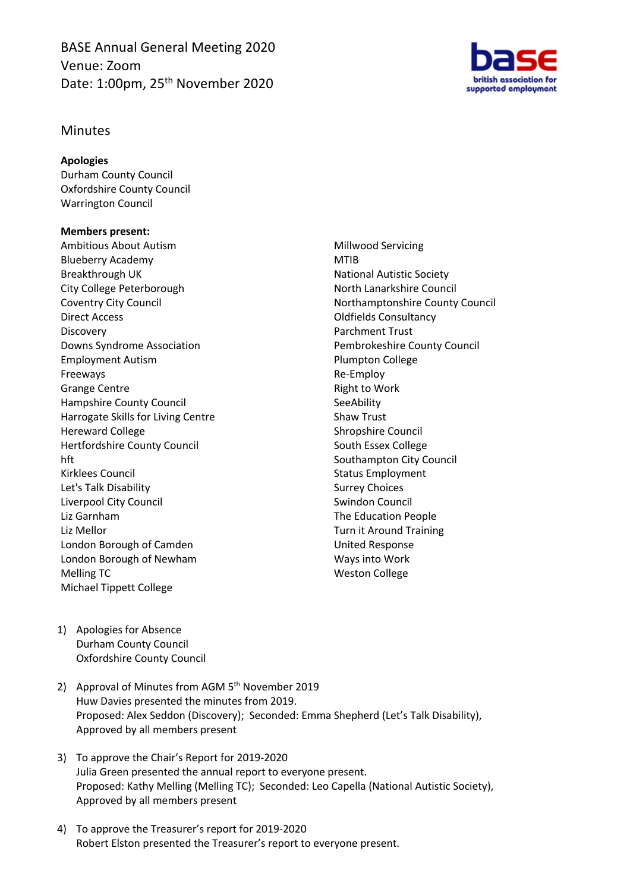BASE Annual General Meeting 2020
Venue: Zoom
Date: 1:00pm, 25th November 2020

base
british association for supported employment

## Minutes

**Apologies**
Durham County Council
Oxfordshire County Council
Warrington Council

**Members present:**
Ambitious About Autism
Blueberry Academy
Breakthrough UK
City College Peterborough
Coventry City Council
Direct Access
Discovery
Downs Syndrome Association
Employment Autism
Freeways
Grange Centre
Hampshire County Council
Harrogate Skills for Living Centre
Hereward College
Hertfordshire County Council
hft
Kirklees Council
Let's Talk Disability
Liverpool City Council
Liz Garnham
Liz Mellor
London Borough of Camden
London Borough of Newham
Melling TC
Michael Tippett College
Millwood Servicing
MTIB
National Autistic Society
North Lanarkshire Council
Northamptonshire County Council
Oldfields Consultancy
Parchment Trust
Pembrokeshire County Council
Plumpton College
Re-Employ
Right to Work
SeeAbility
Shaw Trust
Shropshire Council
South Essex College
Southampton City Council
Status Employment
Surrey Choices
Swindon Council
The Education People
Turn it Around Training
United Response
Ways into Work
Weston College

1) Apologies for Absence
   Durham County Council
   Oxfordshire County Council

2) Approval of Minutes from AGM 5th November 2019
   Huw Davies presented the minutes from 2019.
   Proposed: Alex Seddon (Discovery); Seconded: Emma Shepherd (Let's Talk Disability),
   Approved by all members present

3) To approve the Chair's Report for 2019-2020
   Julia Green presented the annual report to everyone present.
   Proposed: Kathy Melling (Melling TC); Seconded: Leo Capella (National Autistic Society),
   Approved by all members present

4) To approve the Treasurer's report for 2019-2020
   Robert Elston presented the Treasurer's report to everyone present.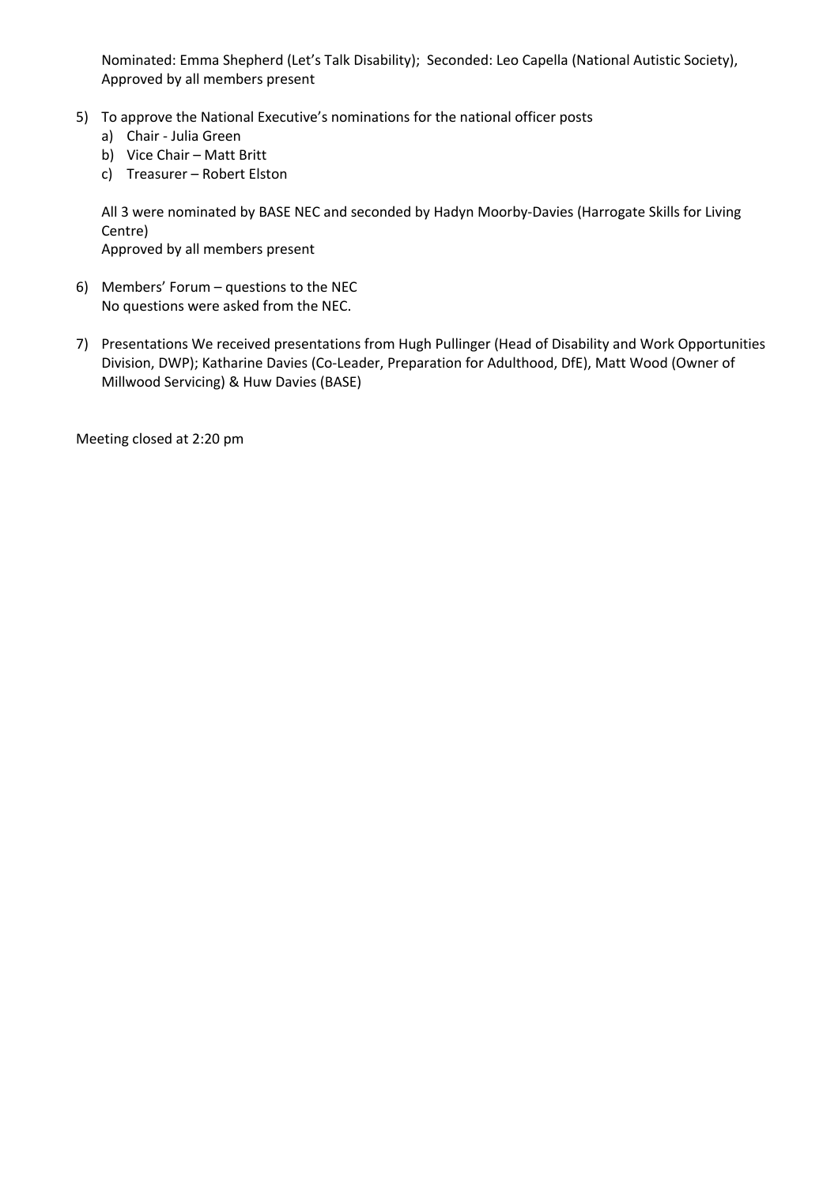Nominated: Emma Shepherd (Let's Talk Disability); Seconded: Leo Capella (National Autistic Society), Approved by all members present

5) To approve the National Executive's nominations for the national officer posts
   a) Chair - Julia Green
   b) Vice Chair – Matt Britt
   c) Treasurer – Robert Elston

   All 3 were nominated by BASE NEC and seconded by Hadyn Moorby-Davies (Harrogate Skills for Living Centre)
   Approved by all members present

6) Members' Forum – questions to the NEC
   No questions were asked from the NEC.

7) Presentations We received presentations from Hugh Pullinger (Head of Disability and Work Opportunities Division, DWP); Katharine Davies (Co-Leader, Preparation for Adulthood, DfE), Matt Wood (Owner of Millwood Servicing) & Huw Davies (BASE)

Meeting closed at 2:20 pm